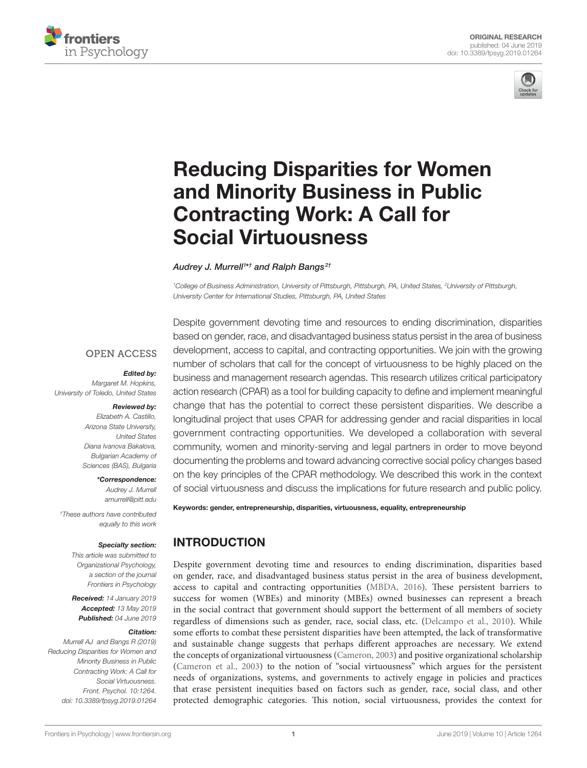ORIGINAL RESEARCH
published: 04 June 2019
doi: 10.3389/fpsyg.2019.01264

# Reducing Disparities for Women and Minority Business in Public Contracting Work: A Call for Social Virtuousness

*Audrey J. Murrell[1]*† and Ralph Bangs[2]†*

[1] College of Business Administration, University of Pittsburgh, Pittsburgh, PA, United States, [2] University of Pittsburgh, University Center for International Studies, Pittsburgh, PA, United States

OPEN ACCESS

***Edited by:***
*Margaret M. Hopkins, University of Toledo, United States*

***Reviewed by:***
*Elizabeth A. Castillo, Arizona State University, United States*
*Diana Ivanova Bakalova, Bulgarian Academy of Sciences (BAS), Bulgaria*

***\*Correspondence:***
*Audrey J. Murrell*
*amurrell@pitt.edu*

*†These authors have contributed equally to this work*

***Specialty section:***
*This article was submitted to Organizational Psychology, a section of the journal Frontiers in Psychology*

***Received:*** *14 January 2019*
***Accepted:*** *13 May 2019*
***Published:*** *04 June 2019*

***Citation:***
*Murrell AJ and Bangs R (2019) Reducing Disparities for Women and Minority Business in Public Contracting Work: A Call for Social Virtuousness. Front. Psychol. 10:1264. doi: 10.3389/fpsyg.2019.01264*

Despite government devoting time and resources to ending discrimination, disparities based on gender, race, and disadvantaged business status persist in the area of business development, access to capital, and contracting opportunities. We join with the growing number of scholars that call for the concept of virtuousness to be highly placed on the business and management research agendas. This research utilizes critical participatory action research (CPAR) as a tool for building capacity to define and implement meaningful change that has the potential to correct these persistent disparities. We describe a longitudinal project that uses CPAR for addressing gender and racial disparities in local government contracting opportunities. We developed a collaboration with several community, women and minority-serving and legal partners in order to move beyond documenting the problems and toward advancing corrective social policy changes based on the key principles of the CPAR methodology. We described this work in the context of social virtuousness and discuss the implications for future research and public policy.

**Keywords: gender, entrepreneurship, disparities, virtuousness, equality, entrepreneurship**

## INTRODUCTION

Despite government devoting time and resources to ending discrimination, disparities based on gender, race, and disadvantaged business status persist in the area of business development, access to capital and contracting opportunities (MBDA, 2016). These persistent barriers to success for women (WBEs) and minority (MBEs) owned businesses can represent a breach in the social contract that government should support the betterment of all members of society regardless of dimensions such as gender, race, social class, etc. (Delcampo et al., 2010). While some efforts to combat these persistent disparities have been attempted, the lack of transformative and sustainable change suggests that perhaps different approaches are necessary. We extend the concepts of organizational virtuousness (Cameron, 2003) and positive organizational scholarship (Cameron et al., 2003) to the notion of "social virtuousness" which argues for the persistent needs of organizations, systems, and governments to actively engage in policies and practices that erase persistent inequities based on factors such as gender, race, social class, and other protected demographic categories. This notion, social virtuousness, provides the context for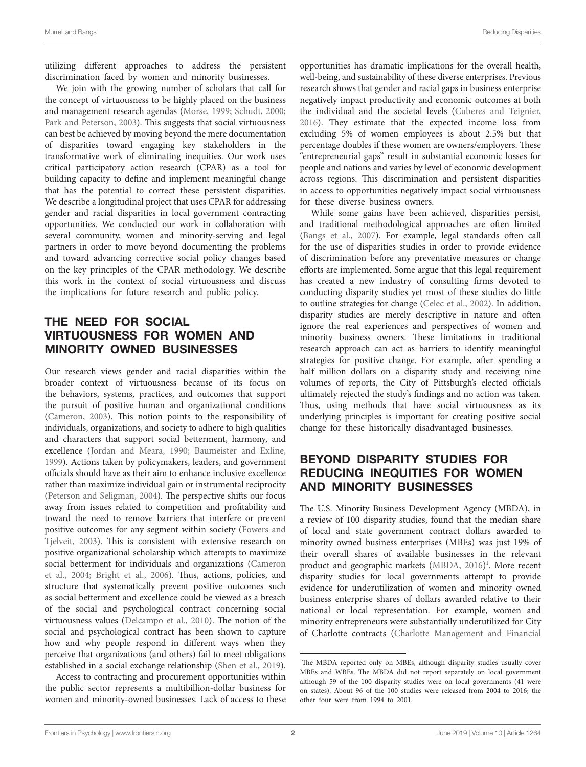utilizing different approaches to address the persistent discrimination faced by women and minority businesses.

We join with the growing number of scholars that call for the concept of virtuousness to be highly placed on the business and management research agendas (Morse, 1999; Schudt, 2000; Park and Peterson, 2003). This suggests that social virtuousness can best be achieved by moving beyond the mere documentation of disparities toward engaging key stakeholders in the transformative work of eliminating inequities. Our work uses critical participatory action research (CPAR) as a tool for building capacity to define and implement meaningful change that has the potential to correct these persistent disparities. We describe a longitudinal project that uses CPAR for addressing gender and racial disparities in local government contracting opportunities. We conducted our work in collaboration with several community, women and minority-serving and legal partners in order to move beyond documenting the problems and toward advancing corrective social policy changes based on the key principles of the CPAR methodology. We describe this work in the context of social virtuousness and discuss the implications for future research and public policy.

## THE NEED FOR SOCIAL VIRTUOUSNESS FOR WOMEN AND MINORITY OWNED BUSINESSES

Our research views gender and racial disparities within the broader context of virtuousness because of its focus on the behaviors, systems, practices, and outcomes that support the pursuit of positive human and organizational conditions (Cameron, 2003). This notion points to the responsibility of individuals, organizations, and society to adhere to high qualities and characters that support social betterment, harmony, and excellence (Jordan and Meara, 1990; Baumeister and Exline, 1999). Actions taken by policymakers, leaders, and government officials should have as their aim to enhance inclusive excellence rather than maximize individual gain or instrumental reciprocity (Peterson and Seligman, 2004). The perspective shifts our focus away from issues related to competition and profitability and toward the need to remove barriers that interfere or prevent positive outcomes for any segment within society (Fowers and Tjelveit, 2003). This is consistent with extensive research on positive organizational scholarship which attempts to maximize social betterment for individuals and organizations (Cameron et al., 2004; Bright et al., 2006). Thus, actions, policies, and structure that systematically prevent positive outcomes such as social betterment and excellence could be viewed as a breach of the social and psychological contract concerning social virtuousness values (Delcampo et al., 2010). The notion of the social and psychological contract has been shown to capture how and why people respond in different ways when they perceive that organizations (and others) fail to meet obligations established in a social exchange relationship (Shen et al., 2019).

Access to contracting and procurement opportunities within the public sector represents a multibillion-dollar business for women and minority-owned businesses. Lack of access to these opportunities has dramatic implications for the overall health, well-being, and sustainability of these diverse enterprises. Previous research shows that gender and racial gaps in business enterprise negatively impact productivity and economic outcomes at both the individual and the societal levels (Cuberes and Teignier, 2016). They estimate that the expected income loss from excluding 5% of women employees is about 2.5% but that percentage doubles if these women are owners/employers. These "entrepreneurial gaps" result in substantial economic losses for people and nations and varies by level of economic development across regions. This discrimination and persistent disparities in access to opportunities negatively impact social virtuousness for these diverse business owners.

While some gains have been achieved, disparities persist, and traditional methodological approaches are often limited (Bangs et al., 2007). For example, legal standards often call for the use of disparities studies in order to provide evidence of discrimination before any preventative measures or change efforts are implemented. Some argue that this legal requirement has created a new industry of consulting firms devoted to conducting disparity studies yet most of these studies do little to outline strategies for change (Celec et al., 2002). In addition, disparity studies are merely descriptive in nature and often ignore the real experiences and perspectives of women and minority business owners. These limitations in traditional research approach can act as barriers to identify meaningful strategies for positive change. For example, after spending a half million dollars on a disparity study and receiving nine volumes of reports, the City of Pittsburgh's elected officials ultimately rejected the study's findings and no action was taken. Thus, using methods that have social virtuousness as its underlying principles is important for creating positive social change for these historically disadvantaged businesses.

## BEYOND DISPARITY STUDIES FOR REDUCING INEQUITIES FOR WOMEN AND MINORITY BUSINESSES

The U.S. Minority Business Development Agency (MBDA), in a review of 100 disparity studies, found that the median share of local and state government contract dollars awarded to minority owned business enterprises (MBEs) was just 19% of their overall shares of available businesses in the relevant product and geographic markets (MBDA, 2016)[1]. More recent disparity studies for local governments attempt to provide evidence for underutilization of women and minority owned business enterprise shares of dollars awarded relative to their national or local representation. For example, women and minority entrepreneurs were substantially underutilized for City of Charlotte contracts (Charlotte Management and Financial

[1]The MBDA reported only on MBEs, although disparity studies usually cover MBEs and WBEs. The MBDA did not report separately on local government although 59 of the 100 disparity studies were on local governments (41 were on states). About 96 of the 100 studies were released from 2004 to 2016; the other four were from 1994 to 2001.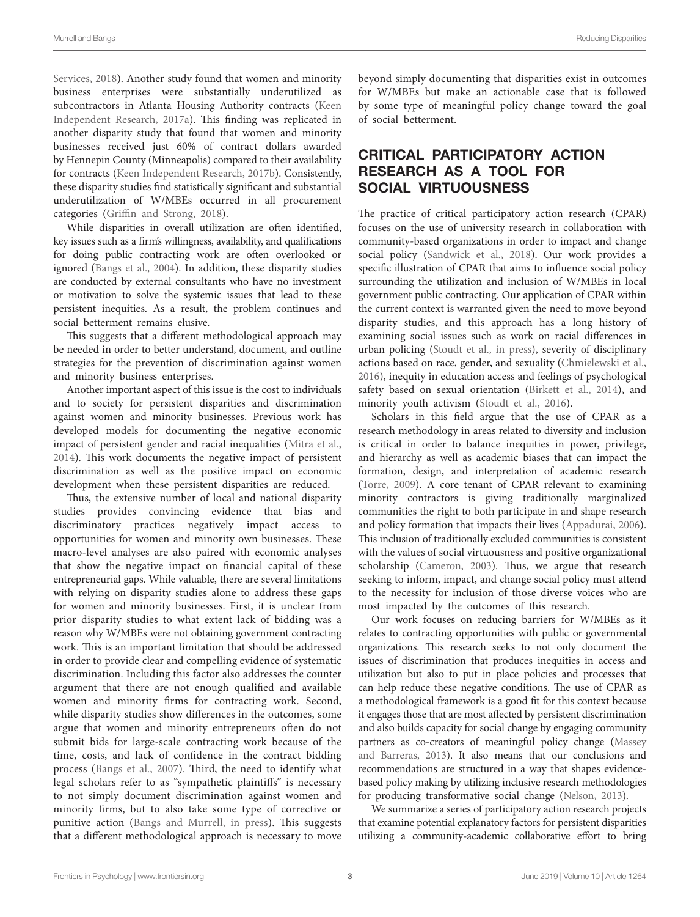Services, 2018). Another study found that women and minority business enterprises were substantially underutilized as subcontractors in Atlanta Housing Authority contracts (Keen Independent Research, 2017a). This finding was replicated in another disparity study that found that women and minority businesses received just 60% of contract dollars awarded by Hennepin County (Minneapolis) compared to their availability for contracts (Keen Independent Research, 2017b). Consistently, these disparity studies find statistically significant and substantial underutilization of W/MBEs occurred in all procurement categories (Griffin and Strong, 2018).

While disparities in overall utilization are often identified, key issues such as a firm's willingness, availability, and qualifications for doing public contracting work are often overlooked or ignored (Bangs et al., 2004). In addition, these disparity studies are conducted by external consultants who have no investment or motivation to solve the systemic issues that lead to these persistent inequities. As a result, the problem continues and social betterment remains elusive.

This suggests that a different methodological approach may be needed in order to better understand, document, and outline strategies for the prevention of discrimination against women and minority business enterprises.

Another important aspect of this issue is the cost to individuals and to society for persistent disparities and discrimination against women and minority businesses. Previous work has developed models for documenting the negative economic impact of persistent gender and racial inequalities (Mitra et al., 2014). This work documents the negative impact of persistent discrimination as well as the positive impact on economic development when these persistent disparities are reduced.

Thus, the extensive number of local and national disparity studies provides convincing evidence that bias and discriminatory practices negatively impact access to opportunities for women and minority own businesses. These macro-level analyses are also paired with economic analyses that show the negative impact on financial capital of these entrepreneurial gaps. While valuable, there are several limitations with relying on disparity studies alone to address these gaps for women and minority businesses. First, it is unclear from prior disparity studies to what extent lack of bidding was a reason why W/MBEs were not obtaining government contracting work. This is an important limitation that should be addressed in order to provide clear and compelling evidence of systematic discrimination. Including this factor also addresses the counter argument that there are not enough qualified and available women and minority firms for contracting work. Second, while disparity studies show differences in the outcomes, some argue that women and minority entrepreneurs often do not submit bids for large-scale contracting work because of the time, costs, and lack of confidence in the contract bidding process (Bangs et al., 2007). Third, the need to identify what legal scholars refer to as "sympathetic plaintiffs" is necessary to not simply document discrimination against women and minority firms, but to also take some type of corrective or punitive action (Bangs and Murrell, in press). This suggests that a different methodological approach is necessary to move beyond simply documenting that disparities exist in outcomes for W/MBEs but make an actionable case that is followed by some type of meaningful policy change toward the goal of social betterment.

## CRITICAL PARTICIPATORY ACTION RESEARCH AS A TOOL FOR SOCIAL VIRTUOUSNESS

The practice of critical participatory action research (CPAR) focuses on the use of university research in collaboration with community-based organizations in order to impact and change social policy (Sandwick et al., 2018). Our work provides a specific illustration of CPAR that aims to influence social policy surrounding the utilization and inclusion of W/MBEs in local government public contracting. Our application of CPAR within the current context is warranted given the need to move beyond disparity studies, and this approach has a long history of examining social issues such as work on racial differences in urban policing (Stoudt et al., in press), severity of disciplinary actions based on race, gender, and sexuality (Chmielewski et al., 2016), inequity in education access and feelings of psychological safety based on sexual orientation (Birkett et al., 2014), and minority youth activism (Stoudt et al., 2016).

Scholars in this field argue that the use of CPAR as a research methodology in areas related to diversity and inclusion is critical in order to balance inequities in power, privilege, and hierarchy as well as academic biases that can impact the formation, design, and interpretation of academic research (Torre, 2009). A core tenant of CPAR relevant to examining minority contractors is giving traditionally marginalized communities the right to both participate in and shape research and policy formation that impacts their lives (Appadurai, 2006). This inclusion of traditionally excluded communities is consistent with the values of social virtuousness and positive organizational scholarship (Cameron, 2003). Thus, we argue that research seeking to inform, impact, and change social policy must attend to the necessity for inclusion of those diverse voices who are most impacted by the outcomes of this research.

Our work focuses on reducing barriers for W/MBEs as it relates to contracting opportunities with public or governmental organizations. This research seeks to not only document the issues of discrimination that produces inequities in access and utilization but also to put in place policies and processes that can help reduce these negative conditions. The use of CPAR as a methodological framework is a good fit for this context because it engages those that are most affected by persistent discrimination and also builds capacity for social change by engaging community partners as co-creators of meaningful policy change (Massey and Barreras, 2013). It also means that our conclusions and recommendations are structured in a way that shapes evidence-based policy making by utilizing inclusive research methodologies for producing transformative social change (Nelson, 2013).

We summarize a series of participatory action research projects that examine potential explanatory factors for persistent disparities utilizing a community-academic collaborative effort to bring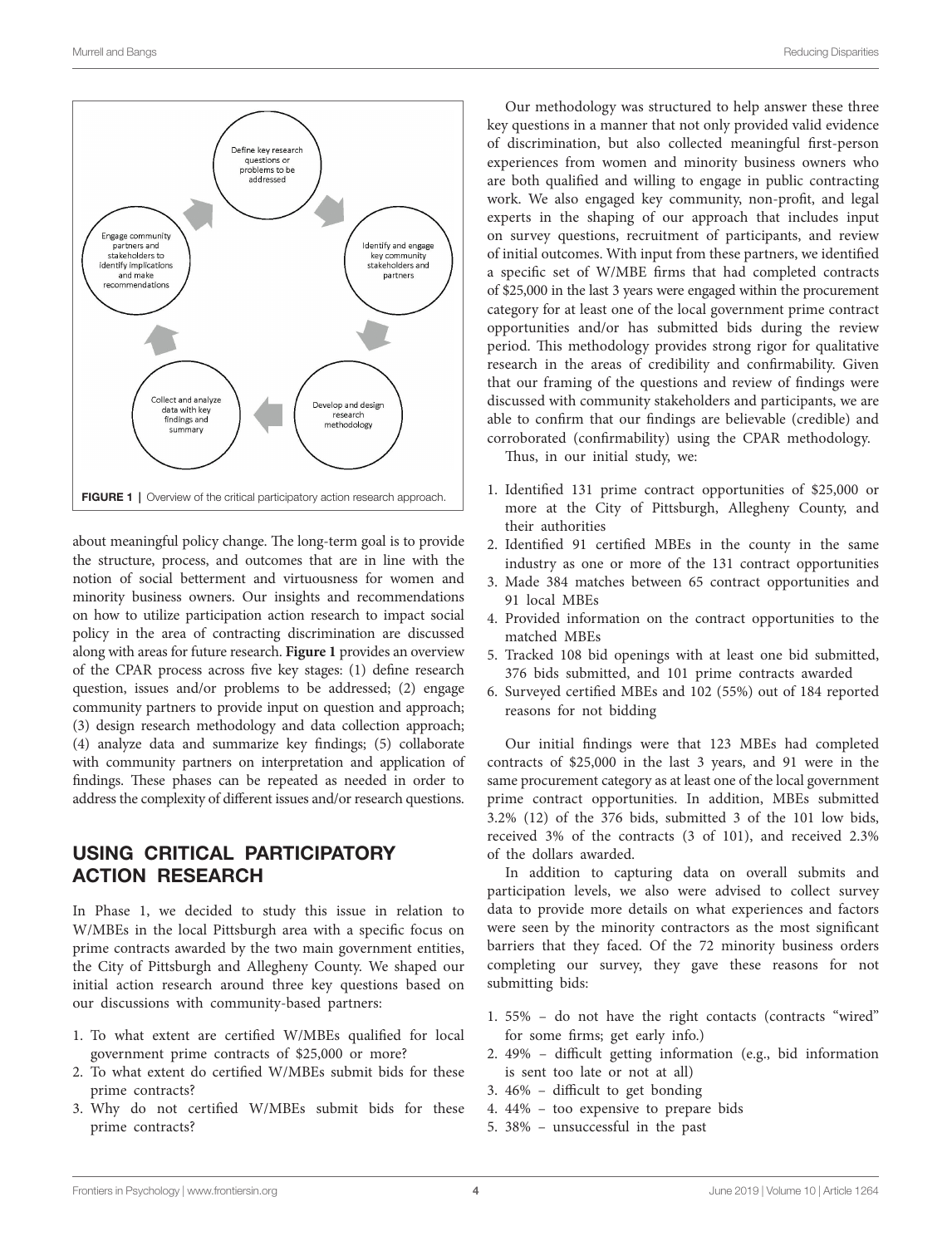FIGURE 1 | Overview of the critical participatory action research approach.

about meaningful policy change. The long-term goal is to provide the structure, process, and outcomes that are in line with the notion of social betterment and virtuousness for women and minority business owners. Our insights and recommendations on how to utilize participation action research to impact social policy in the area of contracting discrimination are discussed along with areas for future research. **Figure 1** provides an overview of the CPAR process across five key stages: (1) define research question, issues and/or problems to be addressed; (2) engage community partners to provide input on question and approach; (3) design research methodology and data collection approach; (4) analyze data and summarize key findings; (5) collaborate with community partners on interpretation and application of findings. These phases can be repeated as needed in order to address the complexity of different issues and/or research questions.

## USING CRITICAL PARTICIPATORY ACTION RESEARCH

In Phase 1, we decided to study this issue in relation to W/MBEs in the local Pittsburgh area with a specific focus on prime contracts awarded by the two main government entities, the City of Pittsburgh and Allegheny County. We shaped our initial action research around three key questions based on our discussions with community-based partners:

1. To what extent are certified W/MBEs qualified for local government prime contracts of $25,000 or more?
2. To what extent do certified W/MBEs submit bids for these prime contracts?
3. Why do not certified W/MBEs submit bids for these prime contracts?

Our methodology was structured to help answer these three key questions in a manner that not only provided valid evidence of discrimination, but also collected meaningful first-person experiences from women and minority business owners who are both qualified and willing to engage in public contracting work. We also engaged key community, non-profit, and legal experts in the shaping of our approach that includes input on survey questions, recruitment of participants, and review of initial outcomes. With input from these partners, we identified a specific set of W/MBE firms that had completed contracts of $25,000 in the last 3 years were engaged within the procurement category for at least one of the local government prime contract opportunities and/or has submitted bids during the review period. This methodology provides strong rigor for qualitative research in the areas of credibility and confirmability. Given that our framing of the questions and review of findings were discussed with community stakeholders and participants, we are able to confirm that our findings are believable (credible) and corroborated (confirmability) using the CPAR methodology.

Thus, in our initial study, we:

1. Identified 131 prime contract opportunities of $25,000 or more at the City of Pittsburgh, Allegheny County, and their authorities
2. Identified 91 certified MBEs in the county in the same industry as one or more of the 131 contract opportunities
3. Made 384 matches between 65 contract opportunities and 91 local MBEs
4. Provided information on the contract opportunities to the matched MBEs
5. Tracked 108 bid openings with at least one bid submitted, 376 bids submitted, and 101 prime contracts awarded
6. Surveyed certified MBEs and 102 (55%) out of 184 reported reasons for not bidding

Our initial findings were that 123 MBEs had completed contracts of $25,000 in the last 3 years, and 91 were in the same procurement category as at least one of the local government prime contract opportunities. In addition, MBEs submitted 3.2% (12) of the 376 bids, submitted 3 of the 101 low bids, received 3% of the contracts (3 of 101), and received 2.3% of the dollars awarded.

In addition to capturing data on overall submits and participation levels, we also were advised to collect survey data to provide more details on what experiences and factors were seen by the minority contractors as the most significant barriers that they faced. Of the 72 minority business orders completing our survey, they gave these reasons for not submitting bids:

1. 55% – do not have the right contacts (contracts "wired" for some firms; get early info.)
2. 49% – difficult getting information (e.g., bid information is sent too late or not at all)
3. 46% – difficult to get bonding
4. 44% – too expensive to prepare bids
5. 38% – unsuccessful in the past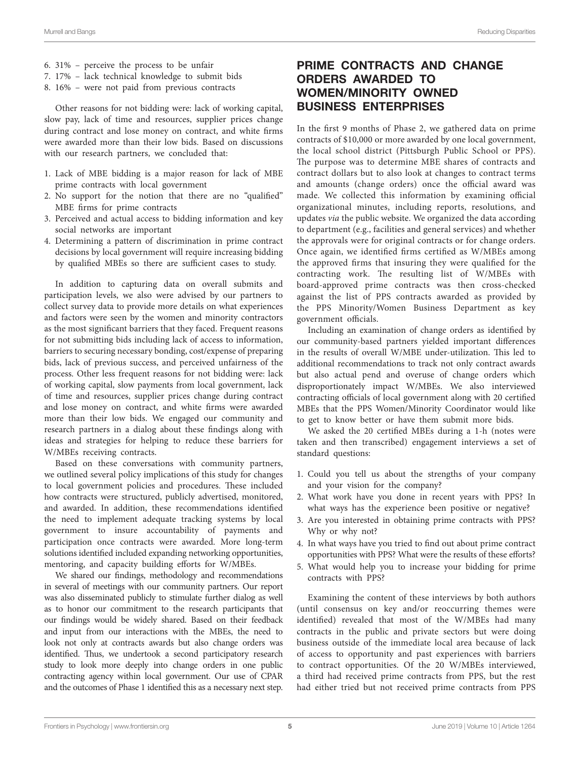6. 31% – perceive the process to be unfair
7. 17% – lack technical knowledge to submit bids
8. 16% – were not paid from previous contracts

Other reasons for not bidding were: lack of working capital, slow pay, lack of time and resources, supplier prices change during contract and lose money on contract, and white firms were awarded more than their low bids. Based on discussions with our research partners, we concluded that:

1. Lack of MBE bidding is a major reason for lack of MBE prime contracts with local government
2. No support for the notion that there are no "qualified" MBE firms for prime contracts
3. Perceived and actual access to bidding information and key social networks are important
4. Determining a pattern of discrimination in prime contract decisions by local government will require increasing bidding by qualified MBEs so there are sufficient cases to study.

In addition to capturing data on overall submits and participation levels, we also were advised by our partners to collect survey data to provide more details on what experiences and factors were seen by the women and minority contractors as the most significant barriers that they faced. Frequent reasons for not submitting bids including lack of access to information, barriers to securing necessary bonding, cost/expense of preparing bids, lack of previous success, and perceived unfairness of the process. Other less frequent reasons for not bidding were: lack of working capital, slow payments from local government, lack of time and resources, supplier prices change during contract and lose money on contract, and white firms were awarded more than their low bids. We engaged our community and research partners in a dialog about these findings along with ideas and strategies for helping to reduce these barriers for W/MBEs receiving contracts.

Based on these conversations with community partners, we outlined several policy implications of this study for changes to local government policies and procedures. These included how contracts were structured, publicly advertised, monitored, and awarded. In addition, these recommendations identified the need to implement adequate tracking systems by local government to insure accountability of payments and participation once contracts were awarded. More long-term solutions identified included expanding networking opportunities, mentoring, and capacity building efforts for W/MBEs.

We shared our findings, methodology and recommendations in several of meetings with our community partners. Our report was also disseminated publicly to stimulate further dialog as well as to honor our commitment to the research participants that our findings would be widely shared. Based on their feedback and input from our interactions with the MBEs, the need to look not only at contracts awards but also change orders was identified. Thus, we undertook a second participatory research study to look more deeply into change orders in one public contracting agency within local government. Our use of CPAR and the outcomes of Phase 1 identified this as a necessary next step.

## PRIME CONTRACTS AND CHANGE ORDERS AWARDED TO WOMEN/MINORITY OWNED BUSINESS ENTERPRISES

In the first 9 months of Phase 2, we gathered data on prime contracts of $10,000 or more awarded by one local government, the local school district (Pittsburgh Public School or PPS). The purpose was to determine MBE shares of contracts and contract dollars but to also look at changes to contract terms and amounts (change orders) once the official award was made. We collected this information by examining official organizational minutes, including reports, resolutions, and updates *via* the public website. We organized the data according to department (e.g., facilities and general services) and whether the approvals were for original contracts or for change orders. Once again, we identified firms certified as W/MBEs among the approved firms that insuring they were qualified for the contracting work. The resulting list of W/MBEs with board-approved prime contracts was then cross-checked against the list of PPS contracts awarded as provided by the PPS Minority/Women Business Department as key government officials.

Including an examination of change orders as identified by our community-based partners yielded important differences in the results of overall W/MBE under-utilization. This led to additional recommendations to track not only contract awards but also actual pend and overuse of change orders which disproportionately impact W/MBEs. We also interviewed contracting officials of local government along with 20 certified MBEs that the PPS Women/Minority Coordinator would like to get to know better or have them submit more bids.

We asked the 20 certified MBEs during a 1-h (notes were taken and then transcribed) engagement interviews a set of standard questions:

1. Could you tell us about the strengths of your company and your vision for the company?
2. What work have you done in recent years with PPS? In what ways has the experience been positive or negative?
3. Are you interested in obtaining prime contracts with PPS? Why or why not?
4. In what ways have you tried to find out about prime contract opportunities with PPS? What were the results of these efforts?
5. What would help you to increase your bidding for prime contracts with PPS?

Examining the content of these interviews by both authors (until consensus on key and/or reoccurring themes were identified) revealed that most of the W/MBEs had many contracts in the public and private sectors but were doing business outside of the immediate local area because of lack of access to opportunity and past experiences with barriers to contract opportunities. Of the 20 W/MBEs interviewed, a third had received prime contracts from PPS, but the rest had either tried but not received prime contracts from PPS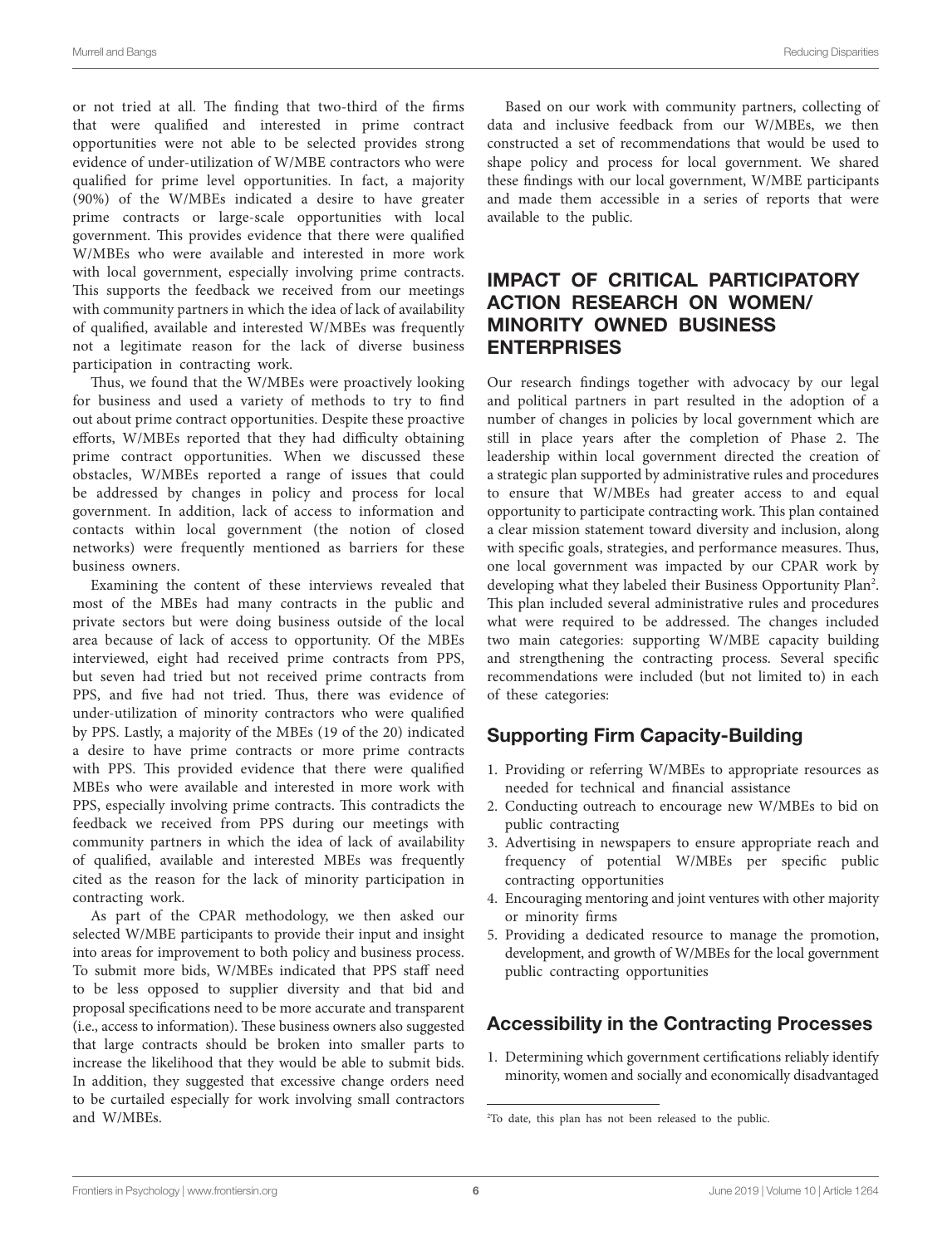or not tried at all. The finding that two-third of the firms that were qualified and interested in prime contract opportunities were not able to be selected provides strong evidence of under-utilization of W/MBE contractors who were qualified for prime level opportunities. In fact, a majority (90%) of the W/MBEs indicated a desire to have greater prime contracts or large-scale opportunities with local government. This provides evidence that there were qualified W/MBEs who were available and interested in more work with local government, especially involving prime contracts. This supports the feedback we received from our meetings with community partners in which the idea of lack of availability of qualified, available and interested W/MBEs was frequently not a legitimate reason for the lack of diverse business participation in contracting work.

Thus, we found that the W/MBEs were proactively looking for business and used a variety of methods to try to find out about prime contract opportunities. Despite these proactive efforts, W/MBEs reported that they had difficulty obtaining prime contract opportunities. When we discussed these obstacles, W/MBEs reported a range of issues that could be addressed by changes in policy and process for local government. In addition, lack of access to information and contacts within local government (the notion of closed networks) were frequently mentioned as barriers for these business owners.

Examining the content of these interviews revealed that most of the MBEs had many contracts in the public and private sectors but were doing business outside of the local area because of lack of access to opportunity. Of the MBEs interviewed, eight had received prime contracts from PPS, but seven had tried but not received prime contracts from PPS, and five had not tried. Thus, there was evidence of under-utilization of minority contractors who were qualified by PPS. Lastly, a majority of the MBEs (19 of the 20) indicated a desire to have prime contracts or more prime contracts with PPS. This provided evidence that there were qualified MBEs who were available and interested in more work with PPS, especially involving prime contracts. This contradicts the feedback we received from PPS during our meetings with community partners in which the idea of lack of availability of qualified, available and interested MBEs was frequently cited as the reason for the lack of minority participation in contracting work.

As part of the CPAR methodology, we then asked our selected W/MBE participants to provide their input and insight into areas for improvement to both policy and business process. To submit more bids, W/MBEs indicated that PPS staff need to be less opposed to supplier diversity and that bid and proposal specifications need to be more accurate and transparent (i.e., access to information). These business owners also suggested that large contracts should be broken into smaller parts to increase the likelihood that they would be able to submit bids. In addition, they suggested that excessive change orders need to be curtailed especially for work involving small contractors and W/MBEs.

Based on our work with community partners, collecting of data and inclusive feedback from our W/MBEs, we then constructed a set of recommendations that would be used to shape policy and process for local government. We shared these findings with our local government, W/MBE participants and made them accessible in a series of reports that were available to the public.

## IMPACT OF CRITICAL PARTICIPATORY ACTION RESEARCH ON WOMEN/ MINORITY OWNED BUSINESS ENTERPRISES

Our research findings together with advocacy by our legal and political partners in part resulted in the adoption of a number of changes in policies by local government which are still in place years after the completion of Phase 2. The leadership within local government directed the creation of a strategic plan supported by administrative rules and procedures to ensure that W/MBEs had greater access to and equal opportunity to participate contracting work. This plan contained a clear mission statement toward diversity and inclusion, along with specific goals, strategies, and performance measures. Thus, one local government was impacted by our CPAR work by developing what they labeled their Business Opportunity Plan[2]. This plan included several administrative rules and procedures what were required to be addressed. The changes included two main categories: supporting W/MBE capacity building and strengthening the contracting process. Several specific recommendations were included (but not limited to) in each of these categories:

### Supporting Firm Capacity-Building

1. Providing or referring W/MBEs to appropriate resources as needed for technical and financial assistance
2. Conducting outreach to encourage new W/MBEs to bid on public contracting
3. Advertising in newspapers to ensure appropriate reach and frequency of potential W/MBEs per specific public contracting opportunities
4. Encouraging mentoring and joint ventures with other majority or minority firms
5. Providing a dedicated resource to manage the promotion, development, and growth of W/MBEs for the local government public contracting opportunities

### Accessibility in the Contracting Processes

1. Determining which government certifications reliably identify minority, women and socially and economically disadvantaged

[2] To date, this plan has not been released to the public.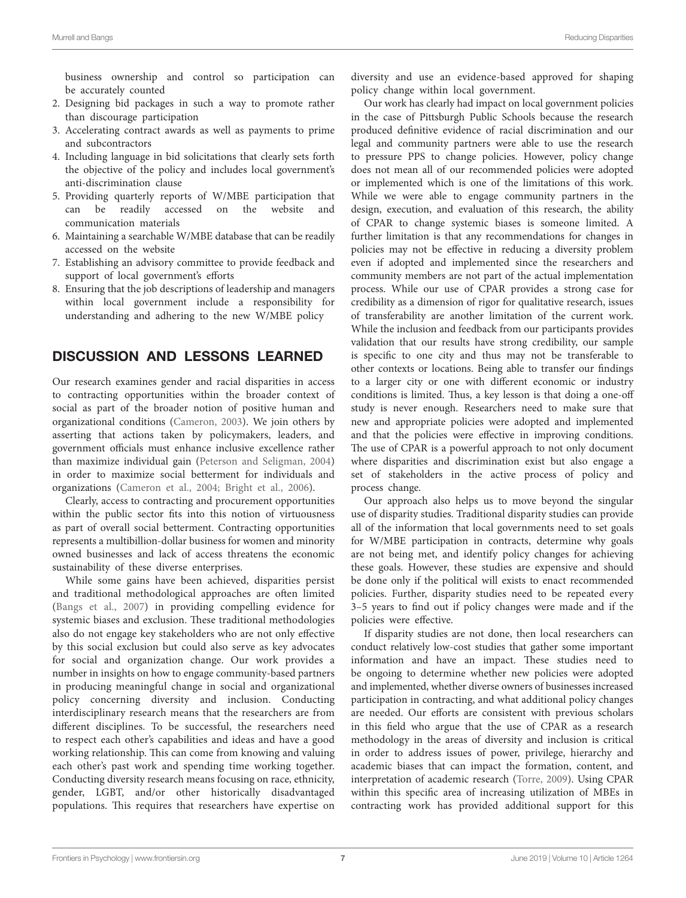business ownership and control so participation can be accurately counted

2. Designing bid packages in such a way to promote rather than discourage participation
3. Accelerating contract awards as well as payments to prime and subcontractors
4. Including language in bid solicitations that clearly sets forth the objective of the policy and includes local government's anti-discrimination clause
5. Providing quarterly reports of W/MBE participation that can be readily accessed on the website and communication materials
6. Maintaining a searchable W/MBE database that can be readily accessed on the website
7. Establishing an advisory committee to provide feedback and support of local government's efforts
8. Ensuring that the job descriptions of leadership and managers within local government include a responsibility for understanding and adhering to the new W/MBE policy

## DISCUSSION AND LESSONS LEARNED

Our research examines gender and racial disparities in access to contracting opportunities within the broader context of social as part of the broader notion of positive human and organizational conditions (Cameron, 2003). We join others by asserting that actions taken by policymakers, leaders, and government officials must enhance inclusive excellence rather than maximize individual gain (Peterson and Seligman, 2004) in order to maximize social betterment for individuals and organizations (Cameron et al., 2004; Bright et al., 2006).

Clearly, access to contracting and procurement opportunities within the public sector fits into this notion of virtuousness as part of overall social betterment. Contracting opportunities represents a multibillion-dollar business for women and minority owned businesses and lack of access threatens the economic sustainability of these diverse enterprises.

While some gains have been achieved, disparities persist and traditional methodological approaches are often limited (Bangs et al., 2007) in providing compelling evidence for systemic biases and exclusion. These traditional methodologies also do not engage key stakeholders who are not only effective by this social exclusion but could also serve as key advocates for social and organization change. Our work provides a number in insights on how to engage community-based partners in producing meaningful change in social and organizational policy concerning diversity and inclusion. Conducting interdisciplinary research means that the researchers are from different disciplines. To be successful, the researchers need to respect each other's capabilities and ideas and have a good working relationship. This can come from knowing and valuing each other's past work and spending time working together. Conducting diversity research means focusing on race, ethnicity, gender, LGBT, and/or other historically disadvantaged populations. This requires that researchers have expertise on diversity and use an evidence-based approved for shaping policy change within local government.

Our work has clearly had impact on local government policies in the case of Pittsburgh Public Schools because the research produced definitive evidence of racial discrimination and our legal and community partners were able to use the research to pressure PPS to change policies. However, policy change does not mean all of our recommended policies were adopted or implemented which is one of the limitations of this work. While we were able to engage community partners in the design, execution, and evaluation of this research, the ability of CPAR to change systemic biases is someone limited. A further limitation is that any recommendations for changes in policies may not be effective in reducing a diversity problem even if adopted and implemented since the researchers and community members are not part of the actual implementation process. While our use of CPAR provides a strong case for credibility as a dimension of rigor for qualitative research, issues of transferability are another limitation of the current work. While the inclusion and feedback from our participants provides validation that our results have strong credibility, our sample is specific to one city and thus may not be transferable to other contexts or locations. Being able to transfer our findings to a larger city or one with different economic or industry conditions is limited. Thus, a key lesson is that doing a one-off study is never enough. Researchers need to make sure that new and appropriate policies were adopted and implemented and that the policies were effective in improving conditions. The use of CPAR is a powerful approach to not only document where disparities and discrimination exist but also engage a set of stakeholders in the active process of policy and process change.

Our approach also helps us to move beyond the singular use of disparity studies. Traditional disparity studies can provide all of the information that local governments need to set goals for W/MBE participation in contracts, determine why goals are not being met, and identify policy changes for achieving these goals. However, these studies are expensive and should be done only if the political will exists to enact recommended policies. Further, disparity studies need to be repeated every 3–5 years to find out if policy changes were made and if the policies were effective.

If disparity studies are not done, then local researchers can conduct relatively low-cost studies that gather some important information and have an impact. These studies need to be ongoing to determine whether new policies were adopted and implemented, whether diverse owners of businesses increased participation in contracting, and what additional policy changes are needed. Our efforts are consistent with previous scholars in this field who argue that the use of CPAR as a research methodology in the areas of diversity and inclusion is critical in order to address issues of power, privilege, hierarchy and academic biases that can impact the formation, content, and interpretation of academic research (Torre, 2009). Using CPAR within this specific area of increasing utilization of MBEs in contracting work has provided additional support for this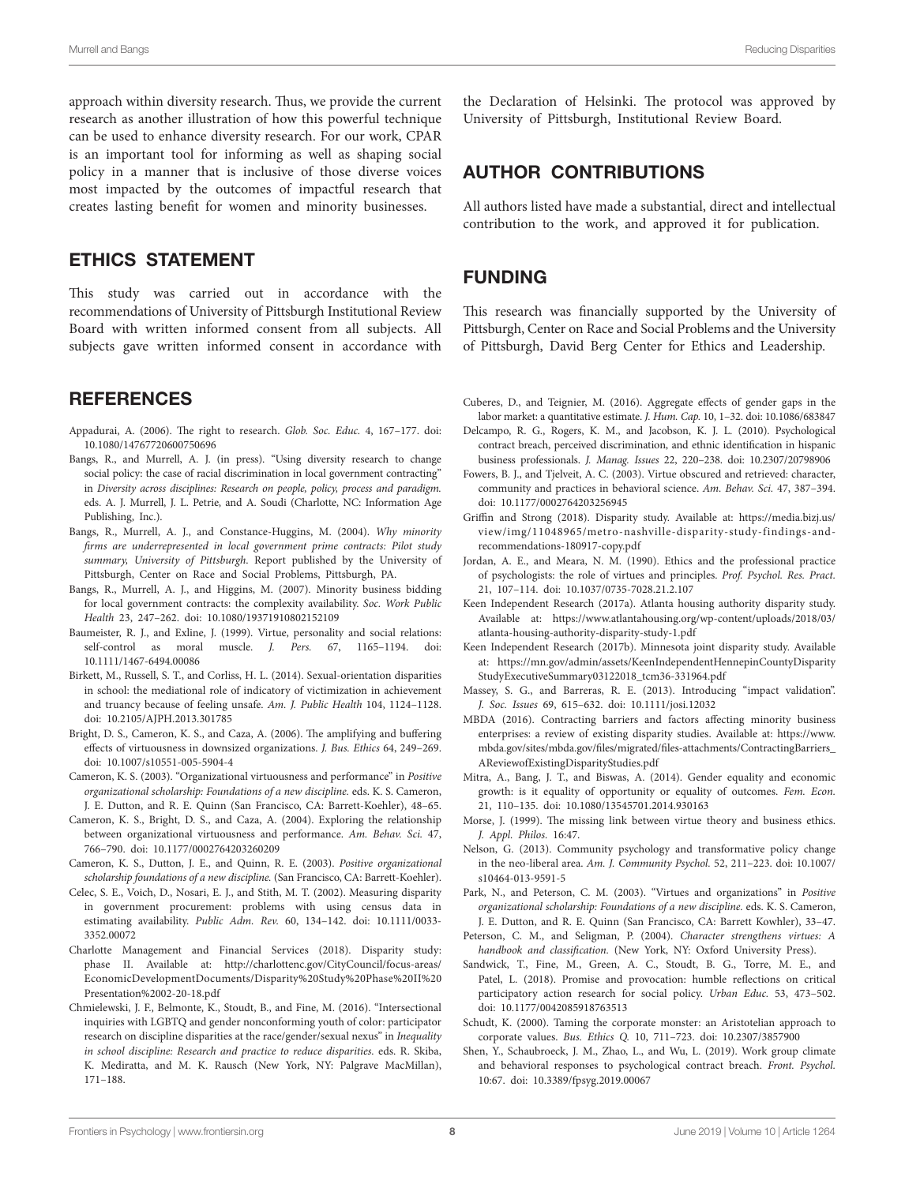approach within diversity research. Thus, we provide the current research as another illustration of how this powerful technique can be used to enhance diversity research. For our work, CPAR is an important tool for informing as well as shaping social policy in a manner that is inclusive of those diverse voices most impacted by the outcomes of impactful research that creates lasting benefit for women and minority businesses.

## ETHICS STATEMENT

This study was carried out in accordance with the recommendations of University of Pittsburgh Institutional Review Board with written informed consent from all subjects. All subjects gave written informed consent in accordance with the Declaration of Helsinki. The protocol was approved by University of Pittsburgh, Institutional Review Board.

## AUTHOR CONTRIBUTIONS

All authors listed have made a substantial, direct and intellectual contribution to the work, and approved it for publication.

## FUNDING

This research was financially supported by the University of Pittsburgh, Center on Race and Social Problems and the University of Pittsburgh, David Berg Center for Ethics and Leadership.

## REFERENCES

Appadurai, A. (2006). The right to research. *Glob. Soc. Educ.* 4, 167–177. doi: 10.1080/14767720600750696

Bangs, R., and Murrell, A. J. (in press). "Using diversity research to change social policy: the case of racial discrimination in local government contracting" in *Diversity across disciplines: Research on people, policy, process and paradigm.* eds. A. J. Murrell, J. L. Petrie, and A. Soudi (Charlotte, NC: Information Age Publishing, Inc.).

Bangs, R., Murrell, A. J., and Constance-Huggins, M. (2004). *Why minority firms are underrepresented in local government prime contracts: Pilot study summary, University of Pittsburgh.* Report published by the University of Pittsburgh, Center on Race and Social Problems, Pittsburgh, PA.

Bangs, R., Murrell, A. J., and Higgins, M. (2007). Minority business bidding for local government contracts: the complexity availability. *Soc. Work Public Health* 23, 247–262. doi: 10.1080/19371910802152109

Baumeister, R. J., and Exline, J. (1999). Virtue, personality and social relations: self-control as moral muscle. *J. Pers.* 67, 1165–1194. doi: 10.1111/1467-6494.00086

Birkett, M., Russell, S. T., and Corliss, H. L. (2014). Sexual-orientation disparities in school: the mediational role of indicatory of victimization in achievement and truancy because of feeling unsafe. *Am. J. Public Health* 104, 1124–1128. doi: 10.2105/AJPH.2013.301785

Bright, D. S., Cameron, K. S., and Caza, A. (2006). The amplifying and buffering effects of virtuousness in downsized organizations. *J. Bus. Ethics* 64, 249–269. doi: 10.1007/s10551-005-5904-4

Cameron, K. S. (2003). "Organizational virtuousness and performance" in *Positive organizational scholarship: Foundations of a new discipline.* eds. K. S. Cameron, J. E. Dutton, and R. E. Quinn (San Francisco, CA: Barrett-Koehler), 48–65.

Cameron, K. S., Bright, D. S., and Caza, A. (2004). Exploring the relationship between organizational virtuousness and performance. *Am. Behav. Sci.* 47, 766–790. doi: 10.1177/0002764203260209

Cameron, K. S., Dutton, J. E., and Quinn, R. E. (2003). *Positive organizational scholarship foundations of a new discipline.* (San Francisco, CA: Barrett-Koehler).

Celec, S. E., Voich, D., Nosari, E. J., and Stith, M. T. (2002). Measuring disparity in government procurement: problems with using census data in estimating availability. *Public Adm. Rev.* 60, 134–142. doi: 10.1111/0033-3352.00072

Charlotte Management and Financial Services (2018). Disparity study: phase II. Available at: http://charlottenc.gov/CityCouncil/focus-areas/EconomicDevelopmentDocuments/Disparity%20Study%20Phase%20II%20Presentation%2002-20-18.pdf

Chmielewski, J. F., Belmonte, K., Stoudt, B., and Fine, M. (2016). "Intersectional inquiries with LGBTQ and gender nonconforming youth of color: participator research on discipline disparities at the race/gender/sexual nexus" in *Inequality in school discipline: Research and practice to reduce disparities.* eds. R. Skiba, K. Mediratta, and M. K. Rausch (New York, NY: Palgrave MacMillan), 171–188.

Cuberes, D., and Teignier, M. (2016). Aggregate effects of gender gaps in the labor market: a quantitative estimate. *J. Hum. Cap.* 10, 1–32. doi: 10.1086/683847

Delcampo, R. G., Rogers, K. M., and Jacobson, K. J. L. (2010). Psychological contract breach, perceived discrimination, and ethnic identification in hispanic business professionals. *J. Manag. Issues* 22, 220–238. doi: 10.2307/20798906

Fowers, B. J., and Tjelveit, A. C. (2003). Virtue obscured and retrieved: character, community and practices in behavioral science. *Am. Behav. Sci.* 47, 387–394. doi: 10.1177/0002764203256945

Griffin and Strong (2018). Disparity study. Available at: https://media.bizj.us/view/img/11048965/metro-nashville-disparity-study-findings-and-recommendations-180917-copy.pdf

Jordan, A. E., and Meara, N. M. (1990). Ethics and the professional practice of psychologists: the role of virtues and principles. *Prof. Psychol. Res. Pract.* 21, 107–114. doi: 10.1037/0735-7028.21.2.107

Keen Independent Research (2017a). Atlanta housing authority disparity study. Available at: https://www.atlantahousing.org/wp-content/uploads/2018/03/atlanta-housing-authority-disparity-study-1.pdf

Keen Independent Research (2017b). Minnesota joint disparity study. Available at: https://mn.gov/admin/assets/KeenIndependentHennepinCountyDisparityStudyExecutiveSummary03122018_tcm36-331964.pdf

Massey, S. G., and Barreras, R. E. (2013). Introducing "impact validation". *J. Soc. Issues* 69, 615–632. doi: 10.1111/josi.12032

MBDA (2016). Contracting barriers and factors affecting minority business enterprises: a review of existing disparity studies. Available at: https://www.mbda.gov/sites/mbda.gov/files/migrated/files-attachments/ContractingBarriers_AReviewofExistingDisparityStudies.pdf

Mitra, A., Bang, J. T., and Biswas, A. (2014). Gender equality and economic growth: is it equality of opportunity or equality of outcomes. *Fem. Econ.* 21, 110–135. doi: 10.1080/13545701.2014.930163

Morse, J. (1999). The missing link between virtue theory and business ethics. *J. Appl. Philos.* 16:47.

Nelson, G. (2013). Community psychology and transformative policy change in the neo-liberal area. *Am. J. Community Psychol.* 52, 211–223. doi: 10.1007/s10464-013-9591-5

Park, N., and Peterson, C. M. (2003). "Virtues and organizations" in *Positive organizational scholarship: Foundations of a new discipline.* eds. K. S. Cameron, J. E. Dutton, and R. E. Quinn (San Francisco, CA: Barrett Kowhler), 33–47.

Peterson, C. M., and Seligman, P. (2004). *Character strengthens virtues: A handbook and classification.* (New York, NY: Oxford University Press).

Sandwick, T., Fine, M., Green, A. C., Stoudt, B. G., Torre, M. E., and Patel, L. (2018). Promise and provocation: humble reflections on critical participatory action research for social policy. *Urban Educ.* 53, 473–502. doi: 10.1177/0042085918763513

Schudt, K. (2000). Taming the corporate monster: an Aristotelian approach to corporate values. *Bus. Ethics Q.* 10, 711–723. doi: 10.2307/3857900

Shen, Y., Schaubroeck, J. M., Zhao, L., and Wu, L. (2019). Work group climate and behavioral responses to psychological contract breach. *Front. Psychol.* 10:67. doi: 10.3389/fpsyg.2019.00067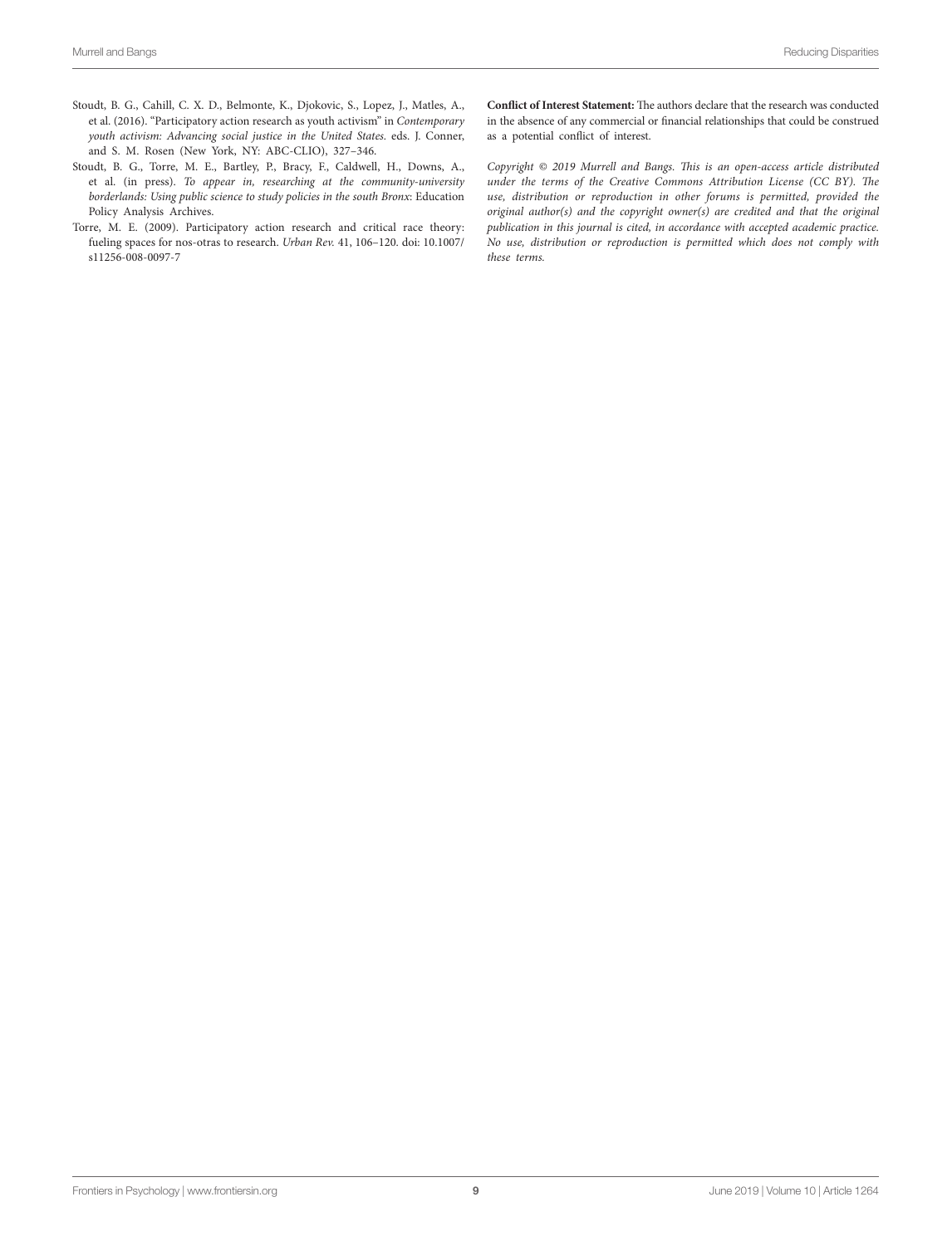Stoudt, B. G., Cahill, C. X. D., Belmonte, K., Djokovic, S., Lopez, J., Matles, A., et al. (2016). "Participatory action research as youth activism" in *Contemporary youth activism: Advancing social justice in the United States.* eds. J. Conner, and S. M. Rosen (New York, NY: ABC-CLIO), 327–346.

Stoudt, B. G., Torre, M. E., Bartley, P., Bracy, F., Caldwell, H., Downs, A., et al. (in press). *To appear in, researching at the community-university borderlands: Using public science to study policies in the south Bronx*: Education Policy Analysis Archives.

Torre, M. E. (2009). Participatory action research and critical race theory: fueling spaces for nos-otras to research. *Urban Rev.* 41, 106–120. doi: 10.1007/s11256-008-0097-7

**Conflict of Interest Statement:** The authors declare that the research was conducted in the absence of any commercial or financial relationships that could be construed as a potential conflict of interest.

*Copyright © 2019 Murrell and Bangs. This is an open-access article distributed under the terms of the Creative Commons Attribution License (CC BY). The use, distribution or reproduction in other forums is permitted, provided the original author(s) and the copyright owner(s) are credited and that the original publication in this journal is cited, in accordance with accepted academic practice. No use, distribution or reproduction is permitted which does not comply with these terms.*